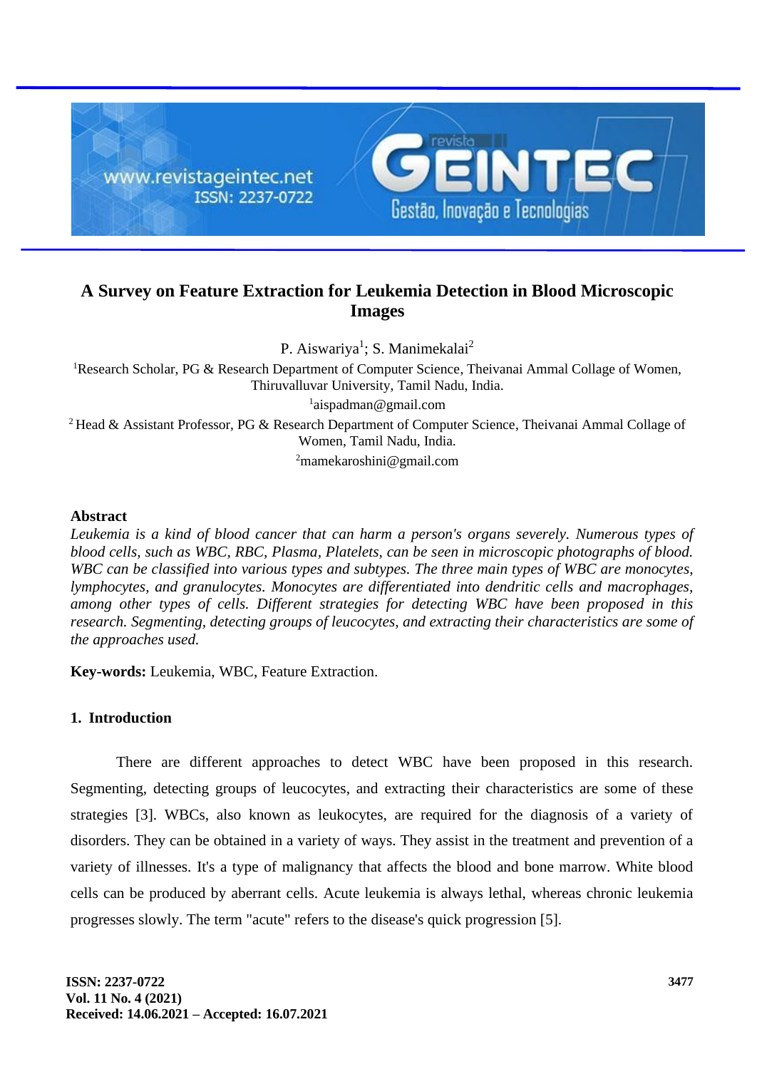# A Survey on Feature Extraction for Leukemia Detection in Blood Microscopic Images

P. Aiswariya[1]; S. Manimekalai[2]

[1]Research Scholar, PG & Research Department of Computer Science, Theivanai Ammal Collage of Women, Thiruvalluvar University, Tamil Nadu, India.

[1]aispadman@gmail.com

[2] Head & Assistant Professor, PG & Research Department of Computer Science, Theivanai Ammal Collage of Women, Tamil Nadu, India.

[2]mamekaroshini@gmail.com

## Abstract

*Leukemia is a kind of blood cancer that can harm a person's organs severely. Numerous types of blood cells, such as WBC, RBC, Plasma, Platelets, can be seen in microscopic photographs of blood. WBC can be classified into various types and subtypes. The three main types of WBC are monocytes, lymphocytes, and granulocytes. Monocytes are differentiated into dendritic cells and macrophages, among other types of cells. Different strategies for detecting WBC have been proposed in this research. Segmenting, detecting groups of leucocytes, and extracting their characteristics are some of the approaches used.*

**Key-words:** Leukemia, WBC, Feature Extraction.

## 1. Introduction

There are different approaches to detect WBC have been proposed in this research. Segmenting, detecting groups of leucocytes, and extracting their characteristics are some of these strategies [3]. WBCs, also known as leukocytes, are required for the diagnosis of a variety of disorders. They can be obtained in a variety of ways. They assist in the treatment and prevention of a variety of illnesses. It's a type of malignancy that affects the blood and bone marrow. White blood cells can be produced by aberrant cells. Acute leukemia is always lethal, whereas chronic leukemia progresses slowly. The term "acute" refers to the disease's quick progression [5].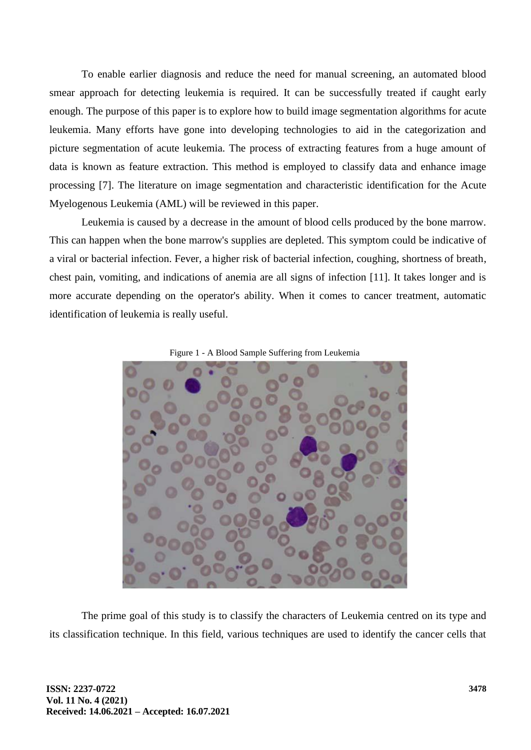To enable earlier diagnosis and reduce the need for manual screening, an automated blood smear approach for detecting leukemia is required. It can be successfully treated if caught early enough. The purpose of this paper is to explore how to build image segmentation algorithms for acute leukemia. Many efforts have gone into developing technologies to aid in the categorization and picture segmentation of acute leukemia. The process of extracting features from a huge amount of data is known as feature extraction. This method is employed to classify data and enhance image processing [7]. The literature on image segmentation and characteristic identification for the Acute Myelogenous Leukemia (AML) will be reviewed in this paper.

Leukemia is caused by a decrease in the amount of blood cells produced by the bone marrow. This can happen when the bone marrow's supplies are depleted. This symptom could be indicative of a viral or bacterial infection. Fever, a higher risk of bacterial infection, coughing, shortness of breath, chest pain, vomiting, and indications of anemia are all signs of infection [11]. It takes longer and is more accurate depending on the operator's ability. When it comes to cancer treatment, automatic identification of leukemia is really useful.

Figure 1 - A Blood Sample Suffering from Leukemia

The prime goal of this study is to classify the characters of Leukemia centred on its type and its classification technique. In this field, various techniques are used to identify the cancer cells that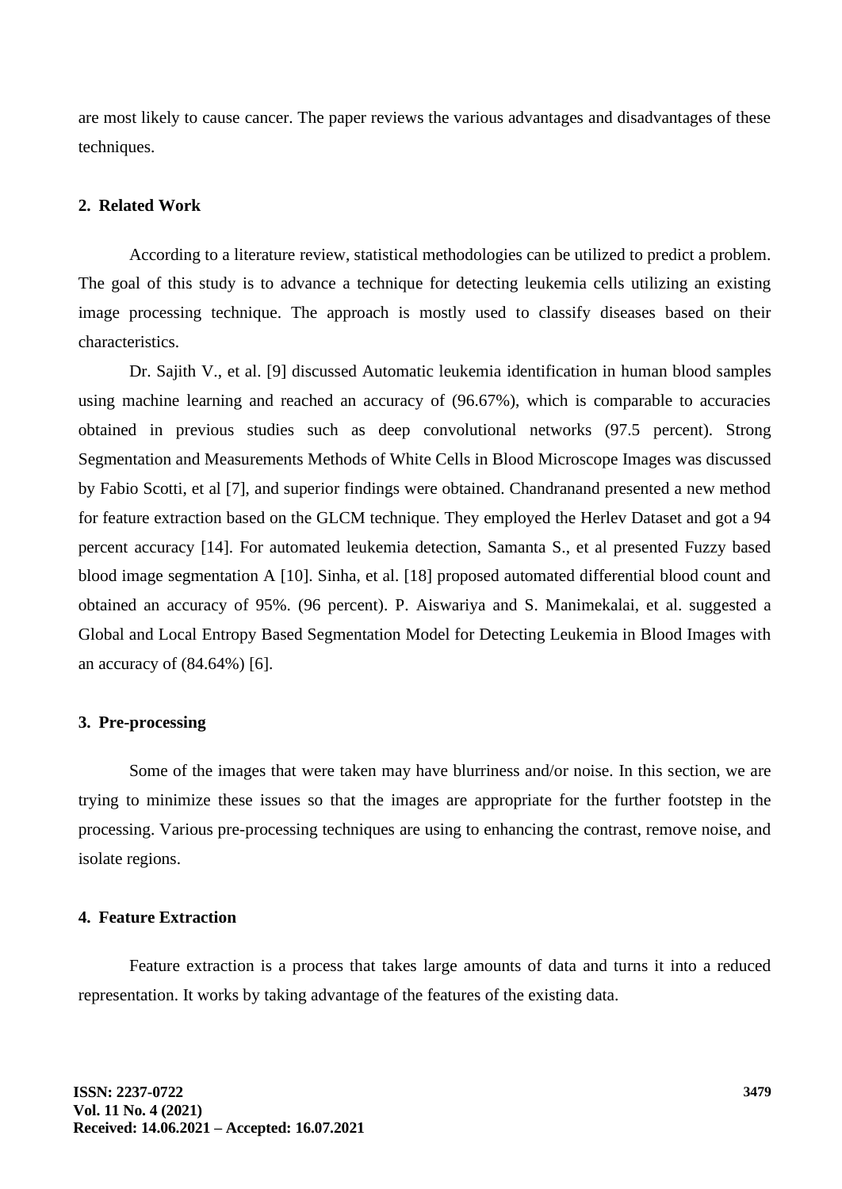are most likely to cause cancer. The paper reviews the various advantages and disadvantages of these techniques.

## 2. Related Work

According to a literature review, statistical methodologies can be utilized to predict a problem. The goal of this study is to advance a technique for detecting leukemia cells utilizing an existing image processing technique. The approach is mostly used to classify diseases based on their characteristics.

Dr. Sajith V., et al. [9] discussed Automatic leukemia identification in human blood samples using machine learning and reached an accuracy of (96.67%), which is comparable to accuracies obtained in previous studies such as deep convolutional networks (97.5 percent). Strong Segmentation and Measurements Methods of White Cells in Blood Microscope Images was discussed by Fabio Scotti, et al [7], and superior findings were obtained. Chandranand presented a new method for feature extraction based on the GLCM technique. They employed the Herlev Dataset and got a 94 percent accuracy [14]. For automated leukemia detection, Samanta S., et al presented Fuzzy based blood image segmentation A [10]. Sinha, et al. [18] proposed automated differential blood count and obtained an accuracy of 95%. (96 percent). P. Aiswariya and S. Manimekalai, et al. suggested a Global and Local Entropy Based Segmentation Model for Detecting Leukemia in Blood Images with an accuracy of (84.64%) [6].

## 3. Pre-processing

Some of the images that were taken may have blurriness and/or noise. In this section, we are trying to minimize these issues so that the images are appropriate for the further footstep in the processing. Various pre-processing techniques are using to enhancing the contrast, remove noise, and isolate regions.

## 4. Feature Extraction

Feature extraction is a process that takes large amounts of data and turns it into a reduced representation. It works by taking advantage of the features of the existing data.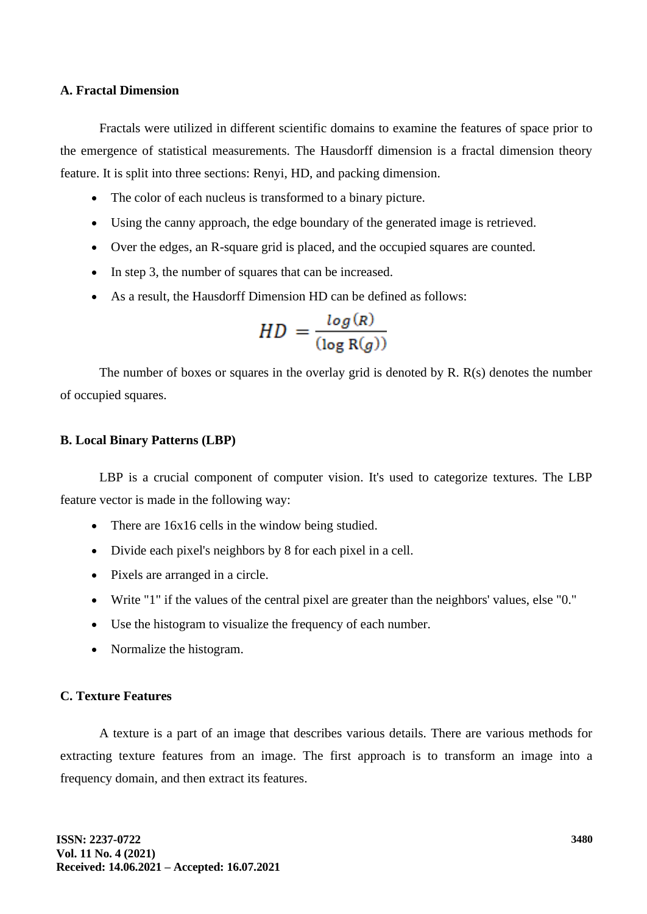**A. Fractal Dimension**

Fractals were utilized in different scientific domains to examine the features of space prior to the emergence of statistical measurements. The Hausdorff dimension is a fractal dimension theory feature. It is split into three sections: Renyi, HD, and packing dimension.

- The color of each nucleus is transformed to a binary picture.
- Using the canny approach, the edge boundary of the generated image is retrieved.
- Over the edges, an R-square grid is placed, and the occupied squares are counted.
- In step 3, the number of squares that can be increased.
- As a result, the Hausdorff Dimension HD can be defined as follows:

$$HD = \frac{log(R)}{(\log \mathrm{R}(g))}$$

The number of boxes or squares in the overlay grid is denoted by R. R(s) denotes the number of occupied squares.

**B. Local Binary Patterns (LBP)**

LBP is a crucial component of computer vision. It's used to categorize textures. The LBP feature vector is made in the following way:

- There are 16x16 cells in the window being studied.
- Divide each pixel's neighbors by 8 for each pixel in a cell.
- Pixels are arranged in a circle.
- Write "1" if the values of the central pixel are greater than the neighbors' values, else "0."
- Use the histogram to visualize the frequency of each number.
- Normalize the histogram.

**C. Texture Features**

A texture is a part of an image that describes various details. There are various methods for extracting texture features from an image. The first approach is to transform an image into a frequency domain, and then extract its features.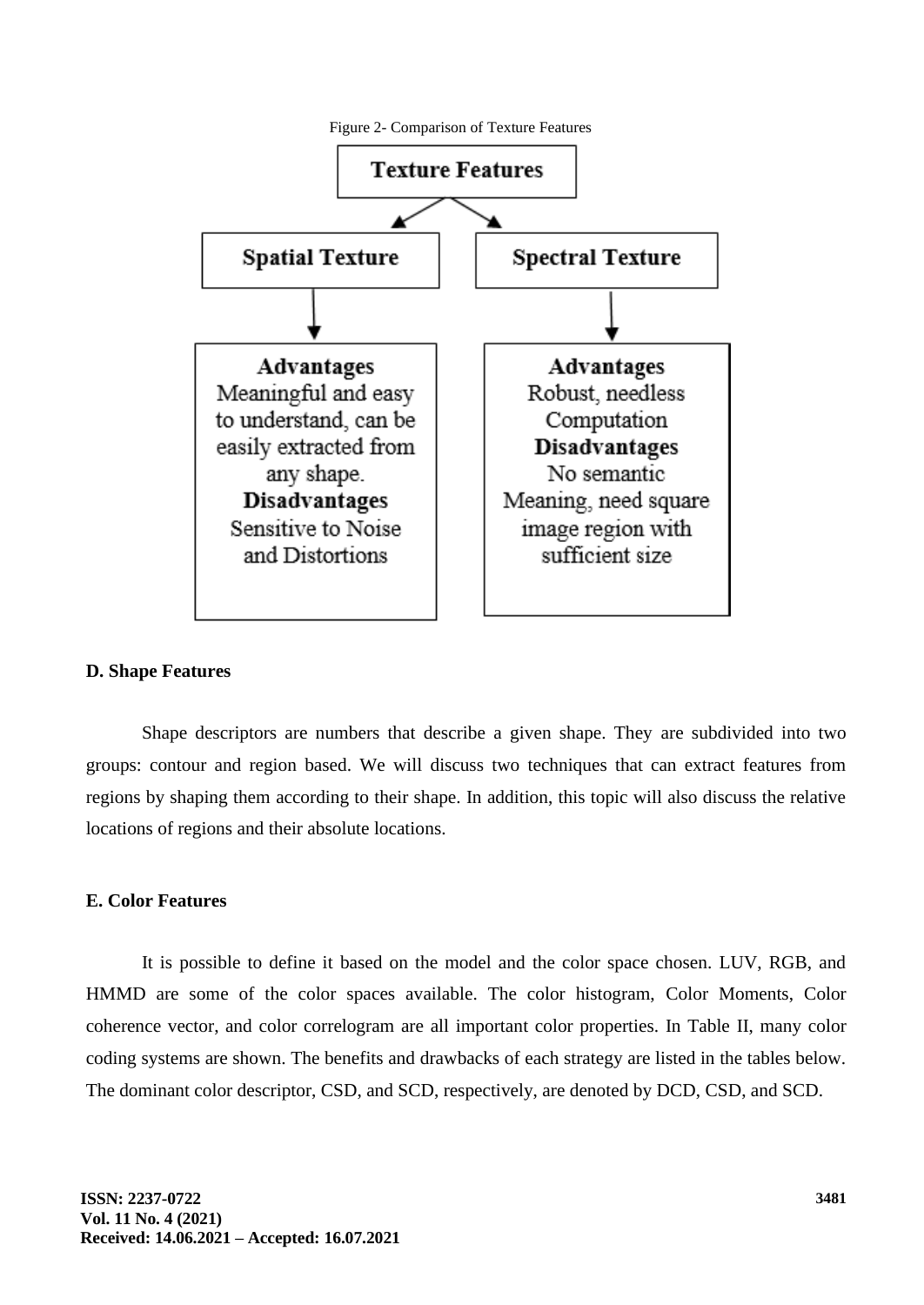Figure 2- Comparison of Texture Features

**Texture Features**

**Spatial Texture**

**Advantages**
Meaningful and easy to understand, can be easily extracted from any shape.
**Disadvantages**
Sensitive to Noise and Distortions

**Spectral Texture**

**Advantages**
Robust, needless Computation
**Disadvantages**
No semantic Meaning, need square image region with sufficient size

**D. Shape Features**

Shape descriptors are numbers that describe a given shape. They are subdivided into two groups: contour and region based. We will discuss two techniques that can extract features from regions by shaping them according to their shape. In addition, this topic will also discuss the relative locations of regions and their absolute locations.

**E. Color Features**

It is possible to define it based on the model and the color space chosen. LUV, RGB, and HMMD are some of the color spaces available. The color histogram, Color Moments, Color coherence vector, and color correlogram are all important color properties. In Table II, many color coding systems are shown. The benefits and drawbacks of each strategy are listed in the tables below. The dominant color descriptor, CSD, and SCD, respectively, are denoted by DCD, CSD, and SCD.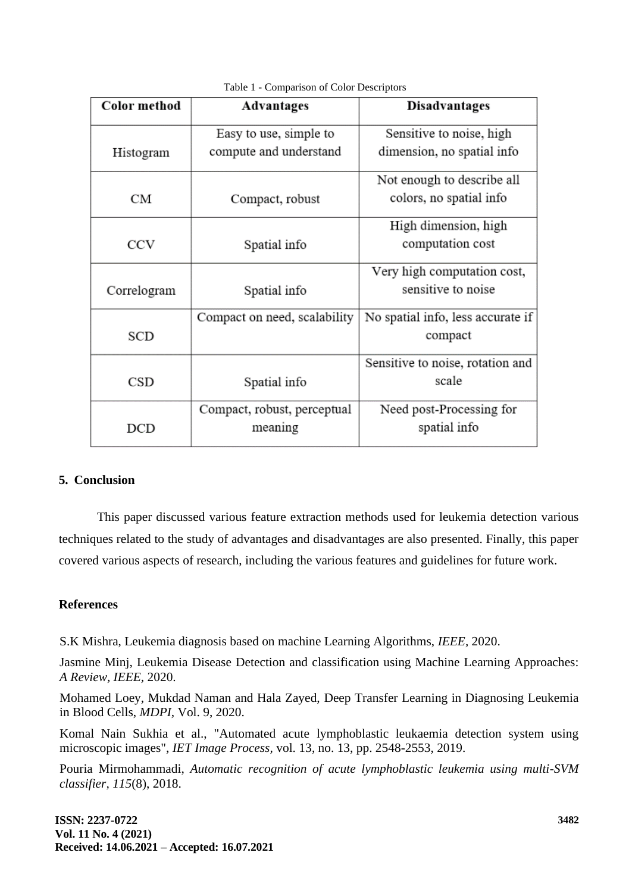Table 1 - Comparison of Color Descriptors

| Color method | Advantages | Disadvantages |
|---|---|---|
| Histogram | Easy to use, simple to compute and understand | Sensitive to noise, high dimension, no spatial info |
| CM | Compact, robust | Not enough to describe all colors, no spatial info |
| CCV | Spatial info | High dimension, high computation cost |
| Correlogram | Spatial info | Very high computation cost, sensitive to noise |
| SCD | Compact on need, scalability | No spatial info, less accurate if compact |
| CSD | Spatial info | Sensitive to noise, rotation and scale |
| DCD | Compact, robust, perceptual meaning | Need post-Processing for spatial info |

## 5. Conclusion

This paper discussed various feature extraction methods used for leukemia detection various techniques related to the study of advantages and disadvantages are also presented. Finally, this paper covered various aspects of research, including the various features and guidelines for future work.

## References

S.K Mishra, Leukemia diagnosis based on machine Learning Algorithms, *IEEE*, 2020.

Jasmine Minj, Leukemia Disease Detection and classification using Machine Learning Approaches: *A Review, IEEE*, 2020.

Mohamed Loey, Mukdad Naman and Hala Zayed, Deep Transfer Learning in Diagnosing Leukemia in Blood Cells, *MDPI*, Vol. 9, 2020.

Komal Nain Sukhia et al., "Automated acute lymphoblastic leukaemia detection system using microscopic images", *IET Image Process*, vol. 13, no. 13, pp. 2548-2553, 2019.

Pouria Mirmohammadi, *Automatic recognition of acute lymphoblastic leukemia using multi-SVM classifier, 115*(8), 2018.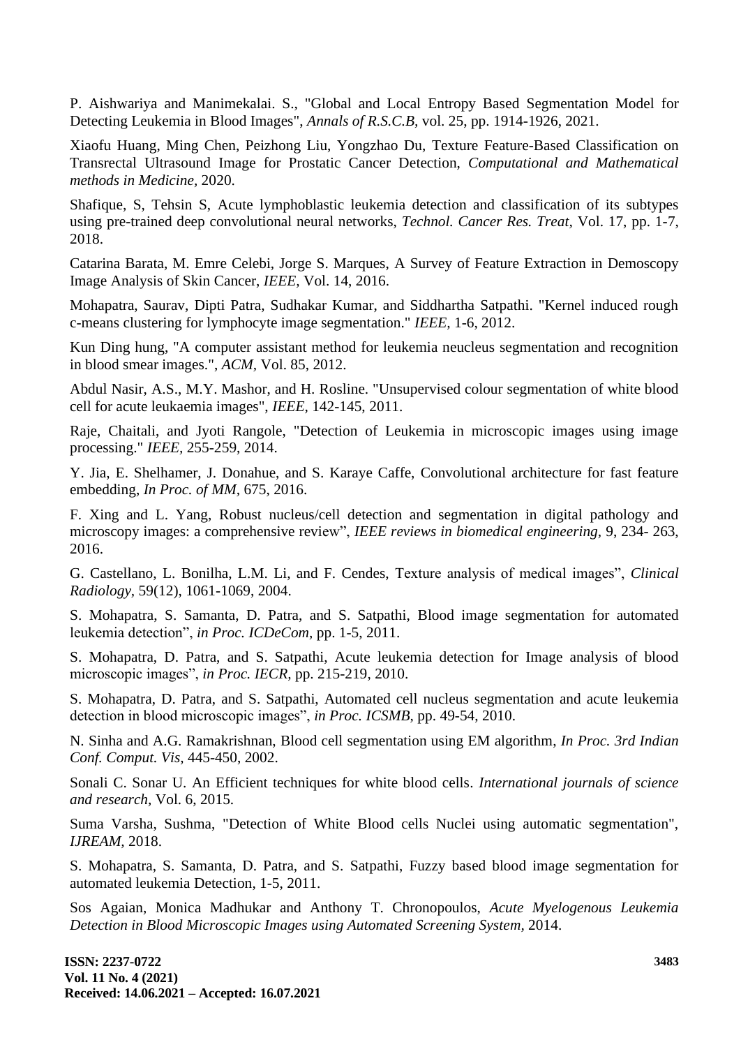P. Aishwariya and Manimekalai. S., "Global and Local Entropy Based Segmentation Model for Detecting Leukemia in Blood Images", *Annals of R.S.C.B*, vol. 25, pp. 1914-1926, 2021.

Xiaofu Huang, Ming Chen, Peizhong Liu, Yongzhao Du, Texture Feature-Based Classification on Transrectal Ultrasound Image for Prostatic Cancer Detection, *Computational and Mathematical methods in Medicine*, 2020.

Shafique, S, Tehsin S, Acute lymphoblastic leukemia detection and classification of its subtypes using pre-trained deep convolutional neural networks, *Technol. Cancer Res. Treat*, Vol. 17, pp. 1-7, 2018.

Catarina Barata, M. Emre Celebi, Jorge S. Marques, A Survey of Feature Extraction in Demoscopy Image Analysis of Skin Cancer, *IEEE,* Vol. 14, 2016.

Mohapatra, Saurav, Dipti Patra, Sudhakar Kumar, and Siddhartha Satpathi. "Kernel induced rough c-means clustering for lymphocyte image segmentation." *IEEE,* 1-6, 2012.

Kun Ding hung, "A computer assistant method for leukemia neucleus segmentation and recognition in blood smear images.", *ACM*, Vol. 85, 2012.

Abdul Nasir, A.S., M.Y. Mashor, and H. Rosline. "Unsupervised colour segmentation of white blood cell for acute leukaemia images", *IEEE*, 142-145, 2011.

Raje, Chaitali, and Jyoti Rangole, "Detection of Leukemia in microscopic images using image processing." *IEEE*, 255-259, 2014.

Y. Jia, E. Shelhamer, J. Donahue, and S. Karaye Caffe, Convolutional architecture for fast feature embedding, *In Proc. of MM*, 675, 2016.

F. Xing and L. Yang, Robust nucleus/cell detection and segmentation in digital pathology and microscopy images: a comprehensive review", *IEEE reviews in biomedical engineering*, 9, 234- 263, 2016.

G. Castellano, L. Bonilha, L.M. Li, and F. Cendes, Texture analysis of medical images", *Clinical Radiology,* 59(12), 1061-1069, 2004.

S. Mohapatra, S. Samanta, D. Patra, and S. Satpathi, Blood image segmentation for automated leukemia detection", *in Proc. ICDeCom,* pp. 1-5, 2011.

S. Mohapatra, D. Patra, and S. Satpathi, Acute leukemia detection for Image analysis of blood microscopic images", *in Proc. IECR,* pp. 215-219, 2010.

S. Mohapatra, D. Patra, and S. Satpathi, Automated cell nucleus segmentation and acute leukemia detection in blood microscopic images", *in Proc. ICSMB*, pp. 49-54, 2010.

N. Sinha and A.G. Ramakrishnan, Blood cell segmentation using EM algorithm, *In Proc. 3rd Indian Conf. Comput. Vis,* 445-450, 2002.

Sonali C. Sonar U. An Efficient techniques for white blood cells. *International journals of science and research,* Vol. 6, 2015.

Suma Varsha, Sushma, "Detection of White Blood cells Nuclei using automatic segmentation", *IJREAM,* 2018.

S. Mohapatra, S. Samanta, D. Patra, and S. Satpathi, Fuzzy based blood image segmentation for automated leukemia Detection, 1-5, 2011.

Sos Agaian, Monica Madhukar and Anthony T. Chronopoulos, *Acute Myelogenous Leukemia Detection in Blood Microscopic Images using Automated Screening System,* 2014.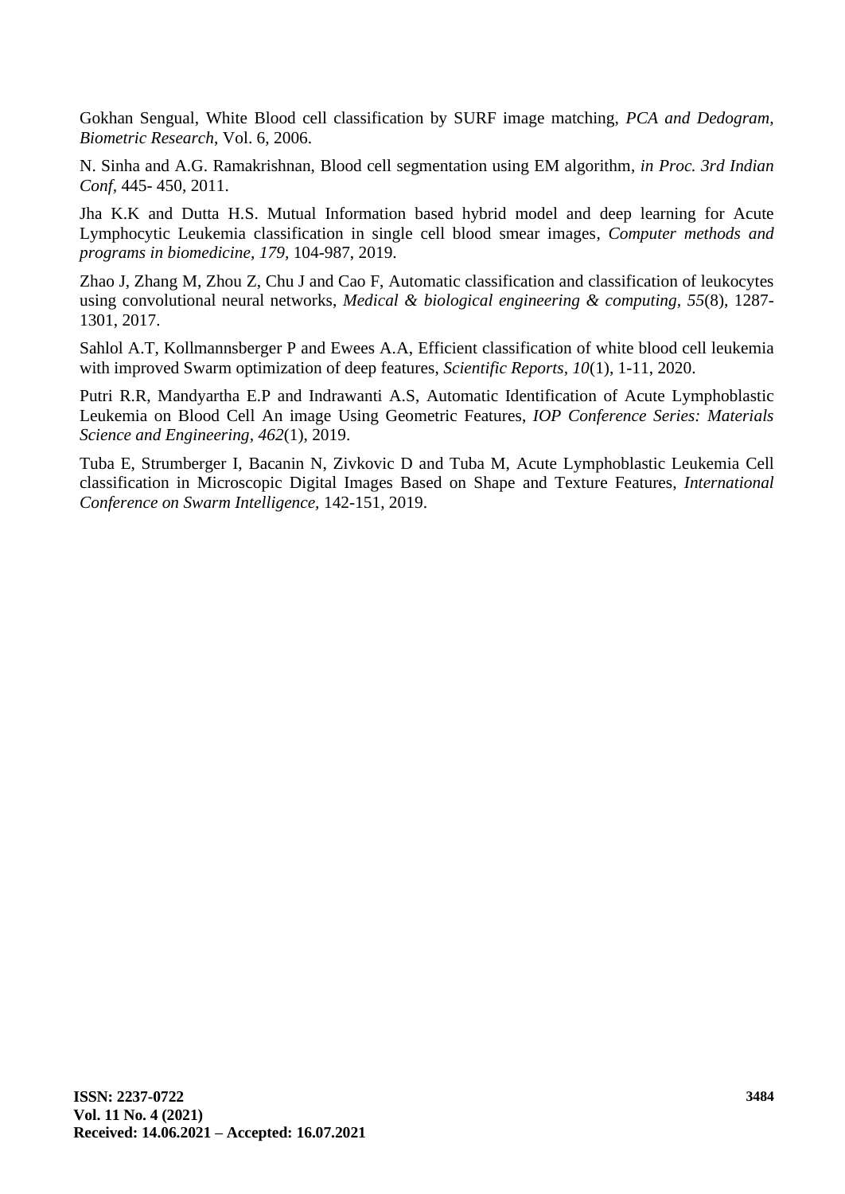Gokhan Sengual, White Blood cell classification by SURF image matching, *PCA and Dedogram, Biometric Research*, Vol. 6, 2006.

N. Sinha and A.G. Ramakrishnan, Blood cell segmentation using EM algorithm, *in Proc. 3rd Indian Conf*, 445- 450, 2011.

Jha K.K and Dutta H.S. Mutual Information based hybrid model and deep learning for Acute Lymphocytic Leukemia classification in single cell blood smear images, *Computer methods and programs in biomedicine, 179*, 104-987, 2019.

Zhao J, Zhang M, Zhou Z, Chu J and Cao F, Automatic classification and classification of leukocytes using convolutional neural networks, *Medical & biological engineering & computing, 55*(8), 1287-1301, 2017.

Sahlol A.T, Kollmannsberger P and Ewees A.A, Efficient classification of white blood cell leukemia with improved Swarm optimization of deep features, *Scientific Reports*, *10*(1), 1-11, 2020.

Putri R.R, Mandyartha E.P and Indrawanti A.S, Automatic Identification of Acute Lymphoblastic Leukemia on Blood Cell An image Using Geometric Features, *IOP Conference Series: Materials Science and Engineering*, *462*(1), 2019.

Tuba E, Strumberger I, Bacanin N, Zivkovic D and Tuba M, Acute Lymphoblastic Leukemia Cell classification in Microscopic Digital Images Based on Shape and Texture Features, *International Conference on Swarm Intelligence*, 142-151, 2019.